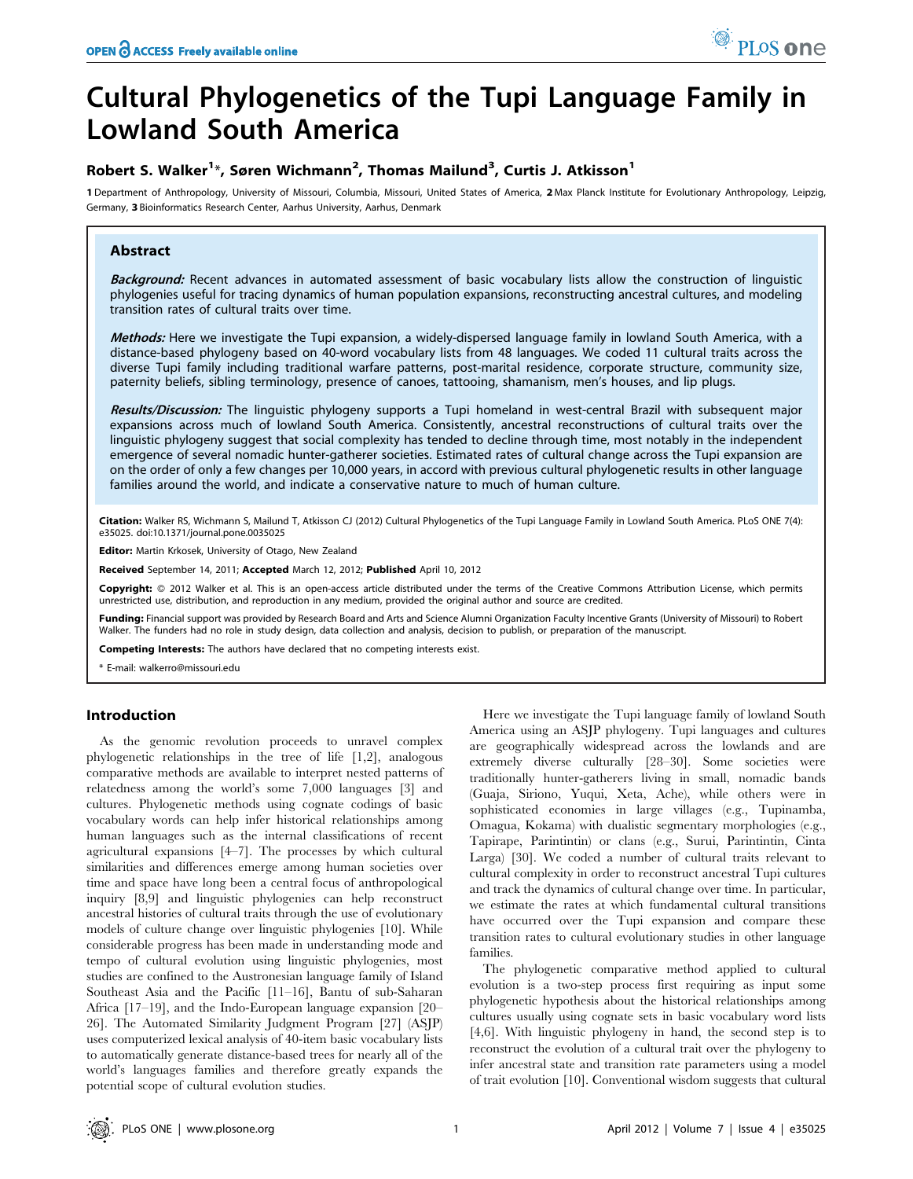# Cultural Phylogenetics of the Tupi Language Family in Lowland South America

**Robert S. Walker[1]*, Søren Wichmann[2], Thomas Mailund[3], Curtis J. Atkisson[1]**

1 Department of Anthropology, University of Missouri, Columbia, Missouri, United States of America, 2 Max Planck Institute for Evolutionary Anthropology, Leipzig, Germany, 3 Bioinformatics Research Center, Aarhus University, Aarhus, Denmark

## Abstract

***Background:*** Recent advances in automated assessment of basic vocabulary lists allow the construction of linguistic phylogenies useful for tracing dynamics of human population expansions, reconstructing ancestral cultures, and modeling transition rates of cultural traits over time.

***Methods:*** Here we investigate the Tupi expansion, a widely-dispersed language family in lowland South America, with a distance-based phylogeny based on 40-word vocabulary lists from 48 languages. We coded 11 cultural traits across the diverse Tupi family including traditional warfare patterns, post-marital residence, corporate structure, community size, paternity beliefs, sibling terminology, presence of canoes, tattooing, shamanism, men's houses, and lip plugs.

***Results/Discussion:*** The linguistic phylogeny supports a Tupi homeland in west-central Brazil with subsequent major expansions across much of lowland South America. Consistently, ancestral reconstructions of cultural traits over the linguistic phylogeny suggest that social complexity has tended to decline through time, most notably in the independent emergence of several nomadic hunter-gatherer societies. Estimated rates of cultural change across the Tupi expansion are on the order of only a few changes per 10,000 years, in accord with previous cultural phylogenetic results in other language families around the world, and indicate a conservative nature to much of human culture.

**Citation:** Walker RS, Wichmann S, Mailund T, Atkisson CJ (2012) Cultural Phylogenetics of the Tupi Language Family in Lowland South America. PLoS ONE 7(4): e35025. doi:10.1371/journal.pone.0035025

**Editor:** Martin Krkosek, University of Otago, New Zealand

**Received** September 14, 2011; **Accepted** March 12, 2012; **Published** April 10, 2012

**Copyright:** © 2012 Walker et al. This is an open-access article distributed under the terms of the Creative Commons Attribution License, which permits unrestricted use, distribution, and reproduction in any medium, provided the original author and source are credited.

**Funding:** Financial support was provided by Research Board and Arts and Science Alumni Organization Faculty Incentive Grants (University of Missouri) to Robert Walker. The funders had no role in study design, data collection and analysis, decision to publish, or preparation of the manuscript.

**Competing Interests:** The authors have declared that no competing interests exist.

\* E-mail: walkerro@missouri.edu

## Introduction

As the genomic revolution proceeds to unravel complex phylogenetic relationships in the tree of life [1,2], analogous comparative methods are available to interpret nested patterns of relatedness among the world's some 7,000 languages [3] and cultures. Phylogenetic methods using cognate codings of basic vocabulary words can help infer historical relationships among human languages such as the internal classifications of recent agricultural expansions [4–7]. The processes by which cultural similarities and differences emerge among human societies over time and space have long been a central focus of anthropological inquiry [8,9] and linguistic phylogenies can help reconstruct ancestral histories of cultural traits through the use of evolutionary models of culture change over linguistic phylogenies [10]. While considerable progress has been made in understanding mode and tempo of cultural evolution using linguistic phylogenies, most studies are confined to the Austronesian language family of Island Southeast Asia and the Pacific [11–16], Bantu of sub-Saharan Africa [17–19], and the Indo-European language expansion [20–26]. The Automated Similarity Judgment Program [27] (ASJP) uses computerized lexical analysis of 40-item basic vocabulary lists to automatically generate distance-based trees for nearly all of the world's languages families and therefore greatly expands the potential scope of cultural evolution studies.

Here we investigate the Tupi language family of lowland South America using an ASJP phylogeny. Tupi languages and cultures are geographically widespread across the lowlands and are extremely diverse culturally [28–30]. Some societies were traditionally hunter-gatherers living in small, nomadic bands (Guaja, Siriono, Yuqui, Xeta, Ache), while others were in sophisticated economies in large villages (e.g., Tupinamba, Omagua, Kokama) with dualistic segmentary morphologies (e.g., Tapirape, Parintintin) or clans (e.g., Surui, Parintintin, Cinta Larga) [30]. We coded a number of cultural traits relevant to cultural complexity in order to reconstruct ancestral Tupi cultures and track the dynamics of cultural change over time. In particular, we estimate the rates at which fundamental cultural transitions have occurred over the Tupi expansion and compare these transition rates to cultural evolutionary studies in other language families.

The phylogenetic comparative method applied to cultural evolution is a two-step process first requiring as input some phylogenetic hypothesis about the historical relationships among cultures usually using cognate sets in basic vocabulary word lists [4,6]. With linguistic phylogeny in hand, the second step is to reconstruct the evolution of a cultural trait over the phylogeny to infer ancestral state and transition rate parameters using a model of trait evolution [10]. Conventional wisdom suggests that cultural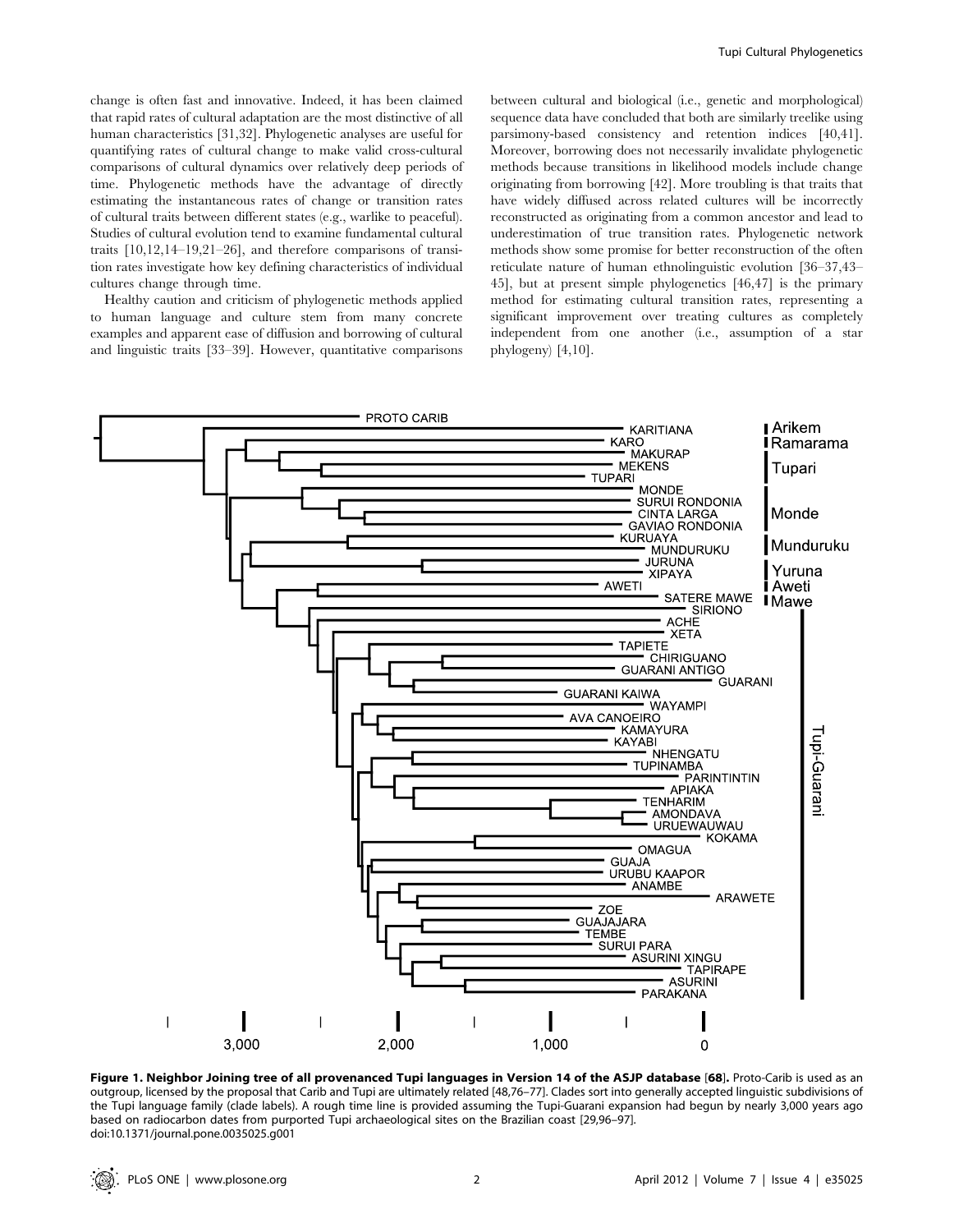change is often fast and innovative. Indeed, it has been claimed that rapid rates of cultural adaptation are the most distinctive of all human characteristics [31,32]. Phylogenetic analyses are useful for quantifying rates of cultural change to make valid cross-cultural comparisons of cultural dynamics over relatively deep periods of time. Phylogenetic methods have the advantage of directly estimating the instantaneous rates of change or transition rates of cultural traits between different states (e.g., warlike to peaceful). Studies of cultural evolution tend to examine fundamental cultural traits [10,12,14–19,21–26], and therefore comparisons of transition rates investigate how key defining characteristics of individual cultures change through time.

Healthy caution and criticism of phylogenetic methods applied to human language and culture stem from many concrete examples and apparent ease of diffusion and borrowing of cultural and linguistic traits [33–39]. However, quantitative comparisons between cultural and biological (i.e., genetic and morphological) sequence data have concluded that both are similarly treelike using parsimony-based consistency and retention indices [40,41]. Moreover, borrowing does not necessarily invalidate phylogenetic methods because transitions in likelihood models include change originating from borrowing [42]. More troubling is that traits that have widely diffused across related cultures will be incorrectly reconstructed as originating from a common ancestor and lead to underestimation of true transition rates. Phylogenetic network methods show some promise for better reconstruction of the often reticulate nature of human ethnolinguistic evolution [36–37,43–45], but at present simple phylogenetics [46,47] is the primary method for estimating cultural transition rates, representing a significant improvement over treating cultures as completely independent from one another (i.e., assumption of a star phylogeny) [4,10].

**Figure 1. Neighbor Joining tree of all provenanced Tupi languages in Version 14 of the ASJP database [68].** Proto-Carib is used as an outgroup, licensed by the proposal that Carib and Tupi are ultimately related [48,76–77]. Clades sort into generally accepted linguistic subdivisions of the Tupi language family (clade labels). A rough time line is provided assuming the Tupi-Guarani expansion had begun by nearly 3,000 years ago based on radiocarbon dates from purported Tupi archaeological sites on the Brazilian coast [29,96–97].
doi:10.1371/journal.pone.0035025.g001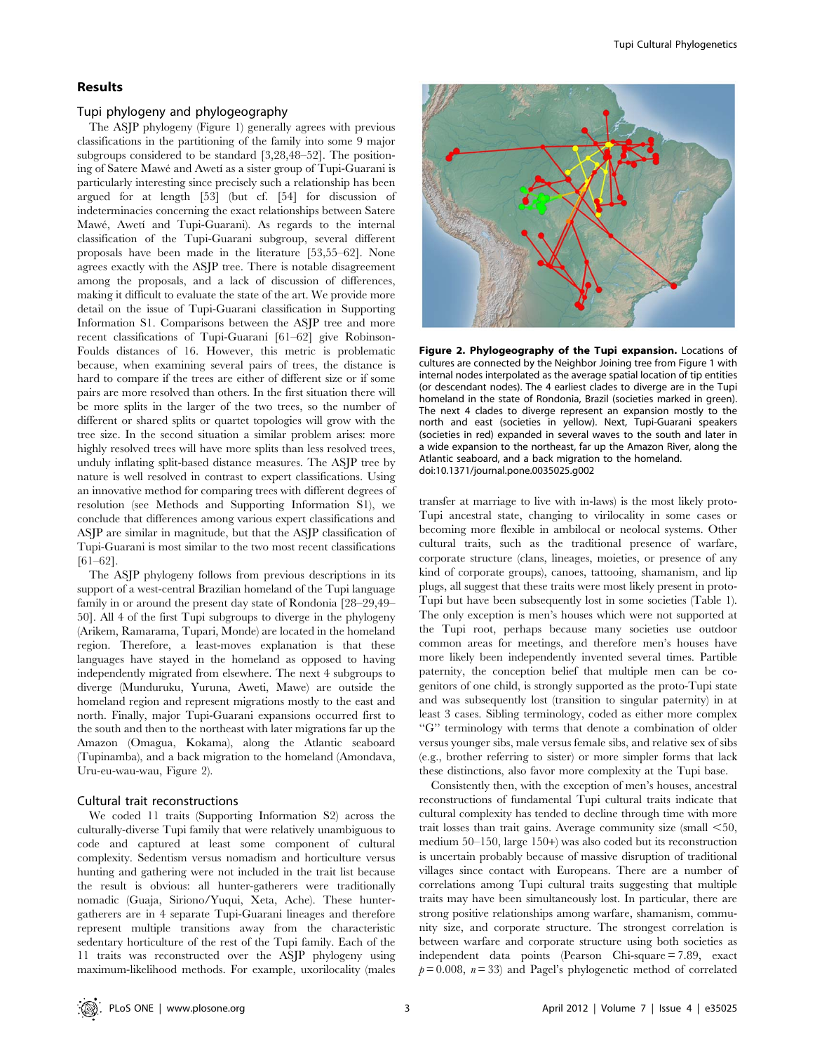## Results

### Tupi phylogeny and phylogeography

The ASJP phylogeny (Figure 1) generally agrees with previous classifications in the partitioning of the family into some 9 major subgroups considered to be standard [3,28,48–52]. The positioning of Satere Mawé and Awetí as a sister group of Tupi-Guarani is particularly interesting since precisely such a relationship has been argued for at length [53] (but cf. [54] for discussion of indeterminacies concerning the exact relationships between Satere Mawé, Awetí and Tupi-Guarani). As regards to the internal classification of the Tupi-Guarani subgroup, several different proposals have been made in the literature [53,55–62]. None agrees exactly with the ASJP tree. There is notable disagreement among the proposals, and a lack of discussion of differences, making it difficult to evaluate the state of the art. We provide more detail on the issue of Tupi-Guarani classification in Supporting Information S1. Comparisons between the ASJP tree and more recent classifications of Tupi-Guarani [61–62] give Robinson-Foulds distances of 16. However, this metric is problematic because, when examining several pairs of trees, the distance is hard to compare if the trees are either of different size or if some pairs are more resolved than others. In the first situation there will be more splits in the larger of the two trees, so the number of different or shared splits or quartet topologies will grow with the tree size. In the second situation a similar problem arises: more highly resolved trees will have more splits than less resolved trees, unduly inflating split-based distance measures. The ASJP tree by nature is well resolved in contrast to expert classifications. Using an innovative method for comparing trees with different degrees of resolution (see Methods and Supporting Information S1), we conclude that differences among various expert classifications and ASJP are similar in magnitude, but that the ASJP classification of Tupi-Guarani is most similar to the two most recent classifications [61–62].

The ASJP phylogeny follows from previous descriptions in its support of a west-central Brazilian homeland of the Tupi language family in or around the present day state of Rondonia [28–29,49–50]. All 4 of the first Tupi subgroups to diverge in the phylogeny (Arikem, Ramarama, Tupari, Monde) are located in the homeland region. Therefore, a least-moves explanation is that these languages have stayed in the homeland as opposed to having independently migrated from elsewhere. The next 4 subgroups to diverge (Munduruku, Yuruna, Aweti, Mawe) are outside the homeland region and represent migrations mostly to the east and north. Finally, major Tupi-Guarani expansions occurred first to the south and then to the northeast with later migrations far up the Amazon (Omagua, Kokama), along the Atlantic seaboard (Tupinamba), and a back migration to the homeland (Amondava, Uru-eu-wau-wau, Figure 2).

**Figure 2. Phylogeography of the Tupi expansion.** Locations of cultures are connected by the Neighbor Joining tree from Figure 1 with internal nodes interpolated as the average spatial location of tip entities (or descendant nodes). The 4 earliest clades to diverge are in the Tupi homeland in the state of Rondonia, Brazil (societies marked in green). The next 4 clades to diverge represent an expansion mostly to the north and east (societies in yellow). Next, Tupi-Guarani speakers (societies in red) expanded in several waves to the south and later in a wide expansion to the northeast, far up the Amazon River, along the Atlantic seaboard, and a back migration to the homeland.
doi:10.1371/journal.pone.0035025.g002

### Cultural trait reconstructions

We coded 11 traits (Supporting Information S2) across the culturally-diverse Tupi family that were relatively unambiguous to code and captured at least some component of cultural complexity. Sedentism versus nomadism and horticulture versus hunting and gathering were not included in the trait list because the result is obvious: all hunter-gatherers were traditionally nomadic (Guaja, Siriono/Yuqui, Xeta, Ache). These hunter-gatherers are in 4 separate Tupi-Guarani lineages and therefore represent multiple transitions away from the characteristic sedentary horticulture of the rest of the Tupi family. Each of the 11 traits was reconstructed over the ASJP phylogeny using maximum-likelihood methods. For example, uxorilocality (males transfer at marriage to live with in-laws) is the most likely proto-Tupi ancestral state, changing to virilocality in some cases or becoming more flexible in ambilocal or neolocal systems. Other cultural traits, such as the traditional presence of warfare, corporate structure (clans, lineages, moieties, or presence of any kind of corporate groups), canoes, tattooing, shamanism, and lip plugs, all suggest that these traits were most likely present in proto-Tupi but have been subsequently lost in some societies (Table 1). The only exception is men's houses which were not supported at the Tupi root, perhaps because many societies use outdoor common areas for meetings, and therefore men's houses have more likely been independently invented several times. Partible paternity, the conception belief that multiple men can be co-genitors of one child, is strongly supported as the proto-Tupi state and was subsequently lost (transition to singular paternity) in at least 3 cases. Sibling terminology, coded as either more complex "G" terminology with terms that denote a combination of older versus younger sibs, male versus female sibs, and relative sex of sibs (e.g., brother referring to sister) or more simpler forms that lack these distinctions, also favor more complexity at the Tupi base.

Consistently then, with the exception of men's houses, ancestral reconstructions of fundamental Tupi cultural traits indicate that cultural complexity has tended to decline through time with more trait losses than trait gains. Average community size (small <50, medium 50–150, large 150+) was also coded but its reconstruction is uncertain probably because of massive disruption of traditional villages since contact with Europeans. There are a number of correlations among Tupi cultural traits suggesting that multiple traits may have been simultaneously lost. In particular, there are strong positive relationships among warfare, shamanism, community size, and corporate structure. The strongest correlation is between warfare and corporate structure using both societies as independent data points (Pearson Chi-square = 7.89, exact $p = 0.008$, $n = 33$) and Pagel's phylogenetic method of correlated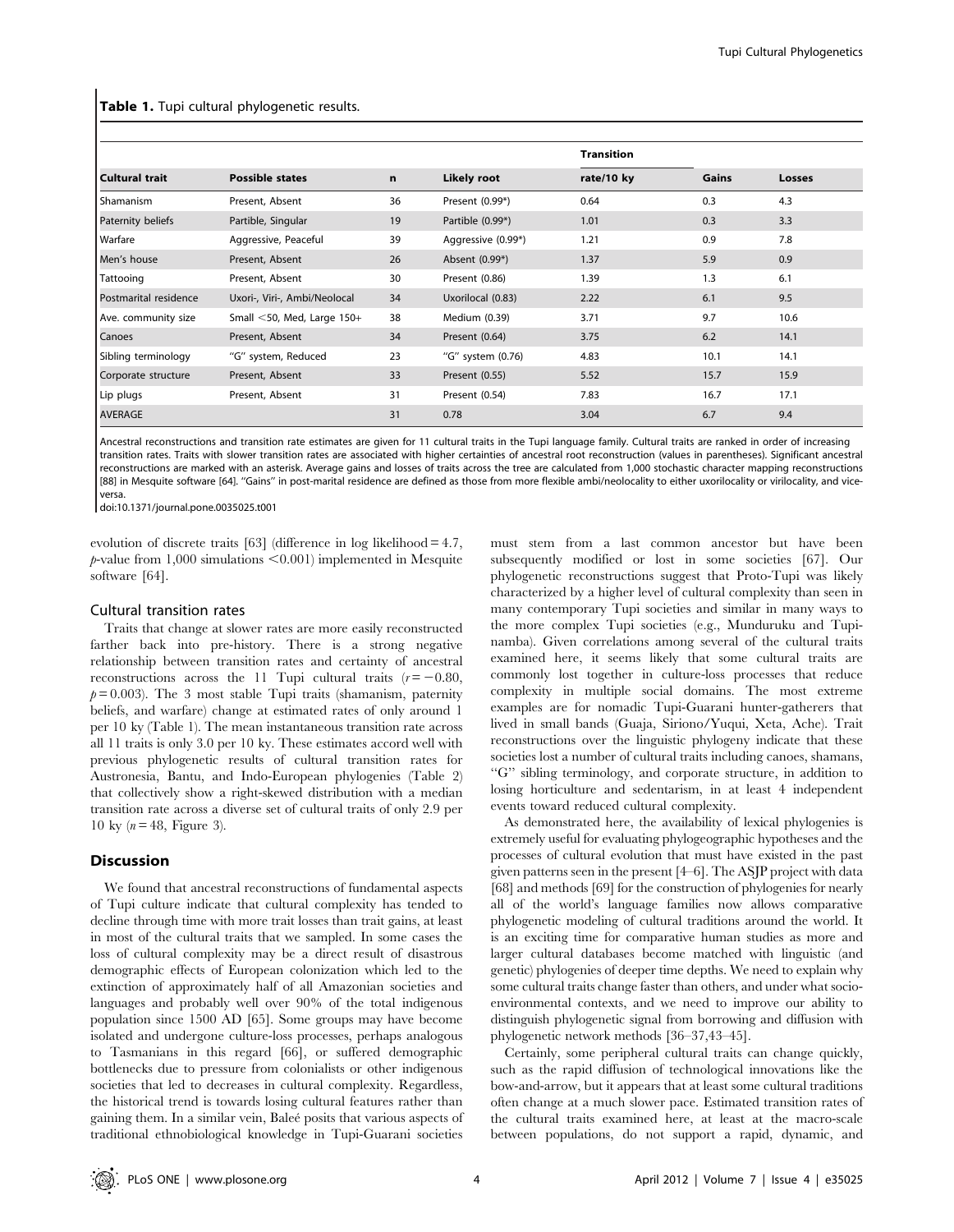**Table 1.** Tupi cultural phylogenetic results.

| Cultural trait | Possible states | n | Likely root | Transition rate/10 ky | Gains | Losses |
|---|---|---|---|---|---|---|
| Shamanism | Present, Absent | 36 | Present (0.99*) | 0.64 | 0.3 | 4.3 |
| Paternity beliefs | Partible, Singular | 19 | Partible (0.99*) | 1.01 | 0.3 | 3.3 |
| Warfare | Aggressive, Peaceful | 39 | Aggressive (0.99*) | 1.21 | 0.9 | 7.8 |
| Men's house | Present, Absent | 26 | Absent (0.99*) | 1.37 | 5.9 | 0.9 |
| Tattooing | Present, Absent | 30 | Present (0.86) | 1.39 | 1.3 | 6.1 |
| Postmarital residence | Uxori-, Viri-, Ambi/Neolocal | 34 | Uxorilocal (0.83) | 2.22 | 6.1 | 9.5 |
| Ave. community size | Small <50, Med, Large 150+ | 38 | Medium (0.39) | 3.71 | 9.7 | 10.6 |
| Canoes | Present, Absent | 34 | Present (0.64) | 3.75 | 6.2 | 14.1 |
| Sibling terminology | "G" system, Reduced | 23 | "G" system (0.76) | 4.83 | 10.1 | 14.1 |
| Corporate structure | Present, Absent | 33 | Present (0.55) | 5.52 | 15.7 | 15.9 |
| Lip plugs | Present, Absent | 31 | Present (0.54) | 7.83 | 16.7 | 17.1 |
| AVERAGE | | 31 | 0.78 | 3.04 | 6.7 | 9.4 |

Ancestral reconstructions and transition rate estimates are given for 11 cultural traits in the Tupi language family. Cultural traits are ranked in order of increasing transition rates. Traits with slower transition rates are associated with higher certainties of ancestral root reconstruction (values in parentheses). Significant ancestral reconstructions are marked with an asterisk. Average gains and losses of traits across the tree are calculated from 1,000 stochastic character mapping reconstructions [88] in Mesquite software [64]. "Gains" in post-marital residence are defined as those from more flexible ambi/neolocality to either uxorilocality or virilocality, and vice-versa.

doi:10.1371/journal.pone.0035025.t001

evolution of discrete traits [63] (difference in log likelihood = 4.7, $p$-value from 1,000 simulations $<0.001$) implemented in Mesquite software [64].

### Cultural transition rates

Traits that change at slower rates are more easily reconstructed farther back into pre-history. There is a strong negative relationship between transition rates and certainty of ancestral reconstructions across the 11 Tupi cultural traits ($r = -0.80$, $p = 0.003$). The 3 most stable Tupi traits (shamanism, paternity beliefs, and warfare) change at estimated rates of only around 1 per 10 ky (Table 1). The mean instantaneous transition rate across all 11 traits is only 3.0 per 10 ky. These estimates accord well with previous phylogenetic results of cultural transition rates for Austronesia, Bantu, and Indo-European phylogenies (Table 2) that collectively show a right-skewed distribution with a median transition rate across a diverse set of cultural traits of only 2.9 per 10 ky ($n = 48$, Figure 3).

## Discussion

We found that ancestral reconstructions of fundamental aspects of Tupi culture indicate that cultural complexity has tended to decline through time with more trait losses than trait gains, at least in most of the cultural traits that we sampled. In some cases the loss of cultural complexity may be a direct result of disastrous demographic effects of European colonization which led to the extinction of approximately half of all Amazonian societies and languages and probably well over 90% of the total indigenous population since 1500 AD [65]. Some groups may have become isolated and undergone culture-loss processes, perhaps analogous to Tasmanians in this regard [66], or suffered demographic bottlenecks due to pressure from colonialists or other indigenous societies that led to decreases in cultural complexity. Regardless, the historical trend is towards losing cultural features rather than gaining them. In a similar vein, Baleé posits that various aspects of traditional ethnobiological knowledge in Tupi-Guarani societies must stem from a last common ancestor but have been subsequently modified or lost in some societies [67]. Our phylogenetic reconstructions suggest that Proto-Tupi was likely characterized by a higher level of cultural complexity than seen in many contemporary Tupi societies and similar in many ways to the more complex Tupi societies (e.g., Munduruku and Tupinamba). Given correlations among several of the cultural traits examined here, it seems likely that some cultural traits are commonly lost together in culture-loss processes that reduce complexity in multiple social domains. The most extreme examples are for nomadic Tupi-Guarani hunter-gatherers that lived in small bands (Guaja, Siriono/Yuqui, Xeta, Ache). Trait reconstructions over the linguistic phylogeny indicate that these societies lost a number of cultural traits including canoes, shamans, "G" sibling terminology, and corporate structure, in addition to losing horticulture and sedentarism, in at least 4 independent events toward reduced cultural complexity.

As demonstrated here, the availability of lexical phylogenies is extremely useful for evaluating phylogeographic hypotheses and the processes of cultural evolution that must have existed in the past given patterns seen in the present [4–6]. The ASJP project with data [68] and methods [69] for the construction of phylogenies for nearly all of the world's language families now allows comparative phylogenetic modeling of cultural traditions around the world. It is an exciting time for comparative human studies as more and larger cultural databases become matched with linguistic (and genetic) phylogenies of deeper time depths. We need to explain why some cultural traits change faster than others, and under what socio-environmental contexts, and we need to improve our ability to distinguish phylogenetic signal from borrowing and diffusion with phylogenetic network methods [36–37,43–45].

Certainly, some peripheral cultural traits can change quickly, such as the rapid diffusion of technological innovations like the bow-and-arrow, but it appears that at least some cultural traditions often change at a much slower pace. Estimated transition rates of the cultural traits examined here, at least at the macro-scale between populations, do not support a rapid, dynamic, and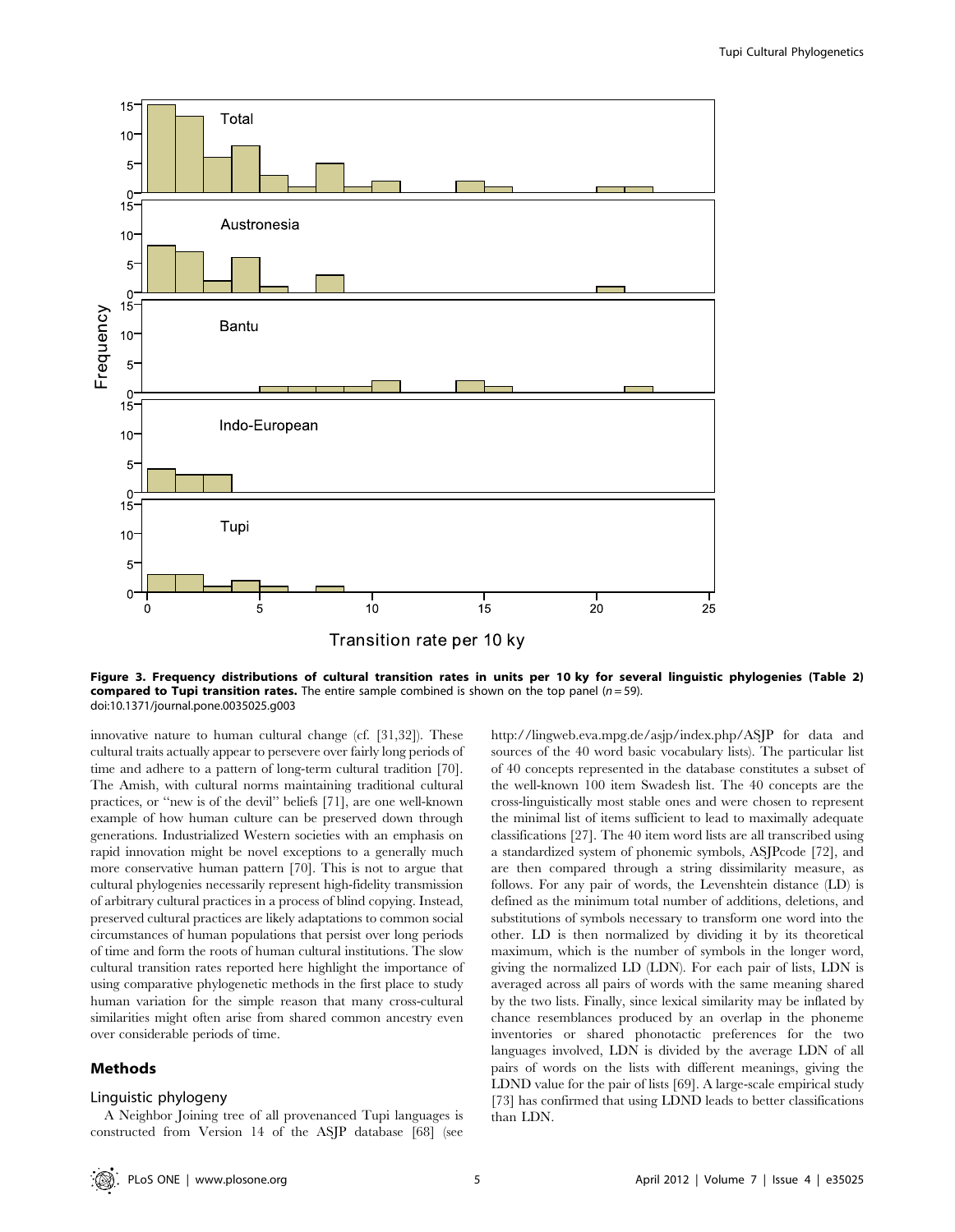Figure 3. Frequency distributions of cultural transition rates in units per 10 ky for several linguistic phylogenies (Table 2) compared to Tupi transition rates. The entire sample combined is shown on the top panel ($n = 59$).
doi:10.1371/journal.pone.0035025.g003

innovative nature to human cultural change (cf. [31,32]). These cultural traits actually appear to persevere over fairly long periods of time and adhere to a pattern of long-term cultural tradition [70]. The Amish, with cultural norms maintaining traditional cultural practices, or "new is of the devil" beliefs [71], are one well-known example of how human culture can be preserved down through generations. Industrialized Western societies with an emphasis on rapid innovation might be novel exceptions to a generally much more conservative human pattern [70]. This is not to argue that cultural phylogenies necessarily represent high-fidelity transmission of arbitrary cultural practices in a process of blind copying. Instead, preserved cultural practices are likely adaptations to common social circumstances of human populations that persist over long periods of time and form the roots of human cultural institutions. The slow cultural transition rates reported here highlight the importance of using comparative phylogenetic methods in the first place to study human variation for the simple reason that many cross-cultural similarities might often arise from shared common ancestry even over considerable periods of time.

## Methods

### Linguistic phylogeny

A Neighbor Joining tree of all provenanced Tupi languages is constructed from Version 14 of the ASJP database [68] (see http://lingweb.eva.mpg.de/asjp/index.php/ASJP for data and sources of the 40 word basic vocabulary lists). The particular list of 40 concepts represented in the database constitutes a subset of the well-known 100 item Swadesh list. The 40 concepts are the cross-linguistically most stable ones and were chosen to represent the minimal list of items sufficient to lead to maximally adequate classifications [27]. The 40 item word lists are all transcribed using a standardized system of phonemic symbols, ASJPcode [72], and are then compared through a string dissimilarity measure, as follows. For any pair of words, the Levenshtein distance (LD) is defined as the minimum total number of additions, deletions, and substitutions of symbols necessary to transform one word into the other. LD is then normalized by dividing it by its theoretical maximum, which is the number of symbols in the longer word, giving the normalized LD (LDN). For each pair of lists, LDN is averaged across all pairs of words with the same meaning shared by the two lists. Finally, since lexical similarity may be inflated by chance resemblances produced by an overlap in the phoneme inventories or shared phonotactic preferences for the two languages involved, LDN is divided by the average LDN of all pairs of words on the lists with different meanings, giving the LDND value for the pair of lists [69]. A large-scale empirical study [73] has confirmed that using LDND leads to better classifications than LDN.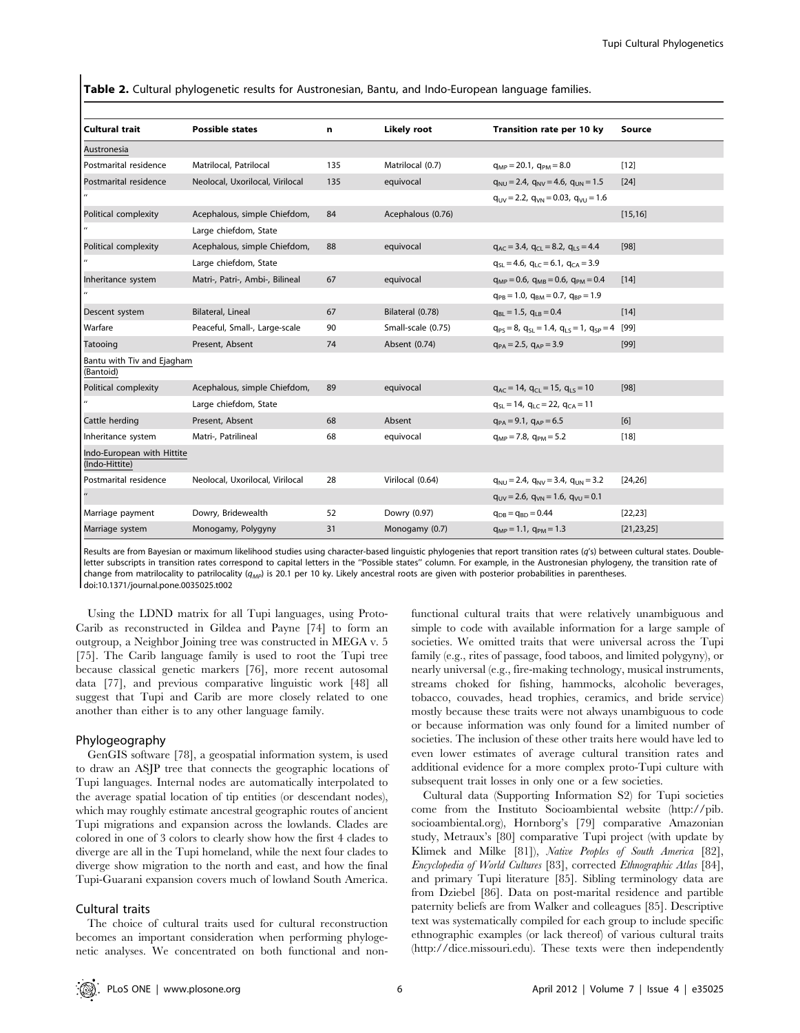**Table 2.** Cultural phylogenetic results for Austronesian, Bantu, and Indo-European language families.

| Cultural trait | Possible states | n | Likely root | Transition rate per 10 ky | Source |
|---|---|---|---|---|---|
| Austronesia | | | | | |
| Postmarital residence | Matrilocal, Patrilocal | 135 | Matrilocal (0.7) | $q_{MP} = 20.1$, $q_{PM} = 8.0$ | [12] |
| Postmarital residence | Neolocal, Uxorilocal, Virilocal | 135 | equivocal | $q_{NU} = 2.4$, $q_{NV} = 4.6$, $q_{UN} = 1.5$ | [24] |
| " | | | | $q_{UV} = 2.2$, $q_{VN} = 0.03$, $q_{VU} = 1.6$ | |
| Political complexity | Acephalous, simple Chiefdom, | 84 | Acephalous (0.76) | | [15,16] |
| " | Large chiefdom, State | | | | |
| Political complexity | Acephalous, simple Chiefdom, | 88 | equivocal | $q_{AC} = 3.4$, $q_{CL} = 8.2$, $q_{LS} = 4.4$ | [98] |
| " | Large chiefdom, State | | | $q_{SL} = 4.6$, $q_{LC} = 6.1$, $q_{CA} = 3.9$ | |
| Inheritance system | Matri-, Patri-, Ambi-, Bilineal | 67 | equivocal | $q_{MP} = 0.6$, $q_{MB} = 0.6$, $q_{PM} = 0.4$ | [14] |
| " | | | | $q_{PB} = 1.0$, $q_{BM} = 0.7$, $q_{BP} = 1.9$ | |
| Descent system | Bilateral, Lineal | 67 | Bilateral (0.78) | $q_{BL} = 1.5$, $q_{LB} = 0.4$ | [14] |
| Warfare | Peaceful, Small-, Large-scale | 90 | Small-scale (0.75) | $q_{PS} = 8$, $q_{SL} = 1.4$, $q_{LS} = 1$, $q_{SP} = 4$ | [99] |
| Tatooing | Present, Absent | 74 | Absent (0.74) | $q_{PA} = 2.5$, $q_{AP} = 3.9$ | [99] |
| Bantu with Tiv and Ejagham (Bantoid) | | | | | |
| Political complexity | Acephalous, simple Chiefdom, | 89 | equivocal | $q_{AC} = 14$, $q_{CL} = 15$, $q_{LS} = 10$ | [98] |
| " | Large chiefdom, State | | | $q_{SL} = 14$, $q_{LC} = 22$, $q_{CA} = 11$ | |
| Cattle herding | Present, Absent | 68 | Absent | $q_{PA} = 9.1$, $q_{AP} = 6.5$ | [6] |
| Inheritance system | Matri-, Patrilineal | 68 | equivocal | $q_{MP} = 7.8$, $q_{PM} = 5.2$ | [18] |
| Indo-European with Hittite (Indo-Hittite) | | | | | |
| Postmarital residence | Neolocal, Uxorilocal, Virilocal | 28 | Virilocal (0.64) | $q_{NU} = 2.4$, $q_{NV} = 3.4$, $q_{UN} = 3.2$ | [24,26] |
| " | | | | $q_{UV} = 2.6$, $q_{VN} = 1.6$, $q_{VU} = 0.1$ | |
| Marriage payment | Dowry, Bridewealth | 52 | Dowry (0.97) | $q_{DB} = q_{BD} = 0.44$ | [22,23] |
| Marriage system | Monogamy, Polygyny | 31 | Monogamy (0.7) | $q_{MP} = 1.1$, $q_{PM} = 1.3$ | [21,23,25] |

Results are from Bayesian or maximum likelihood studies using character-based linguistic phylogenies that report transition rates ($q$'s) between cultural states. Double-letter subscripts in transition rates correspond to capital letters in the "Possible states" column. For example, in the Austronesian phylogeny, the transition rate of change from matrilocality to patrilocality ($q_{MP}$) is 20.1 per 10 ky. Likely ancestral roots are given with posterior probabilities in parentheses.
doi:10.1371/journal.pone.0035025.t002

Using the LDND matrix for all Tupi languages, using Proto-Carib as reconstructed in Gildea and Payne [74] to form an outgroup, a Neighbor Joining tree was constructed in MEGA v. 5 [75]. The Carib language family is used to root the Tupi tree because classical genetic markers [76], more recent autosomal data [77], and previous comparative linguistic work [48] all suggest that Tupi and Carib are more closely related to one another than either is to any other language family.

## Phylogeography

GenGIS software [78], a geospatial information system, is used to draw an ASJP tree that connects the geographic locations of Tupi languages. Internal nodes are automatically interpolated to the average spatial location of tip entities (or descendant nodes), which may roughly estimate ancestral geographic routes of ancient Tupi migrations and expansion across the lowlands. Clades are colored in one of 3 colors to clearly show how the first 4 clades to diverge are all in the Tupi homeland, while the next four clades to diverge show migration to the north and east, and how the final Tupi-Guarani expansion covers much of lowland South America.

## Cultural traits

The choice of cultural traits used for cultural reconstruction becomes an important consideration when performing phylogenetic analyses. We concentrated on both functional and non-functional cultural traits that were relatively unambiguous and simple to code with available information for a large sample of societies. We omitted traits that were universal across the Tupi family (e.g., rites of passage, food taboos, and limited polygyny), or nearly universal (e.g., fire-making technology, musical instruments, streams choked for fishing, hammocks, alcoholic beverages, tobacco, couvades, head trophies, ceramics, and bride service) mostly because these traits were not always unambiguous to code or because information was only found for a limited number of societies. The inclusion of these other traits here would have led to even lower estimates of average cultural transition rates and additional evidence for a more complex proto-Tupi culture with subsequent trait losses in only one or a few societies.

Cultural data (Supporting Information S2) for Tupi societies come from the Instituto Socioambiental website (http://pib.socioambiental.org), Hornborg's [79] comparative Amazonian study, Metraux's [80] comparative Tupi project (with update by Klimek and Milke [81]), *Native Peoples of South America* [82], *Encyclopedia of World Cultures* [83], corrected *Ethnographic Atlas* [84], and primary Tupi literature [85]. Sibling terminology data are from Dziebel [86]. Data on post-marital residence and partible paternity beliefs are from Walker and colleagues [85]. Descriptive text was systematically compiled for each group to include specific ethnographic examples (or lack thereof) of various cultural traits (http://dice.missouri.edu). These texts were then independently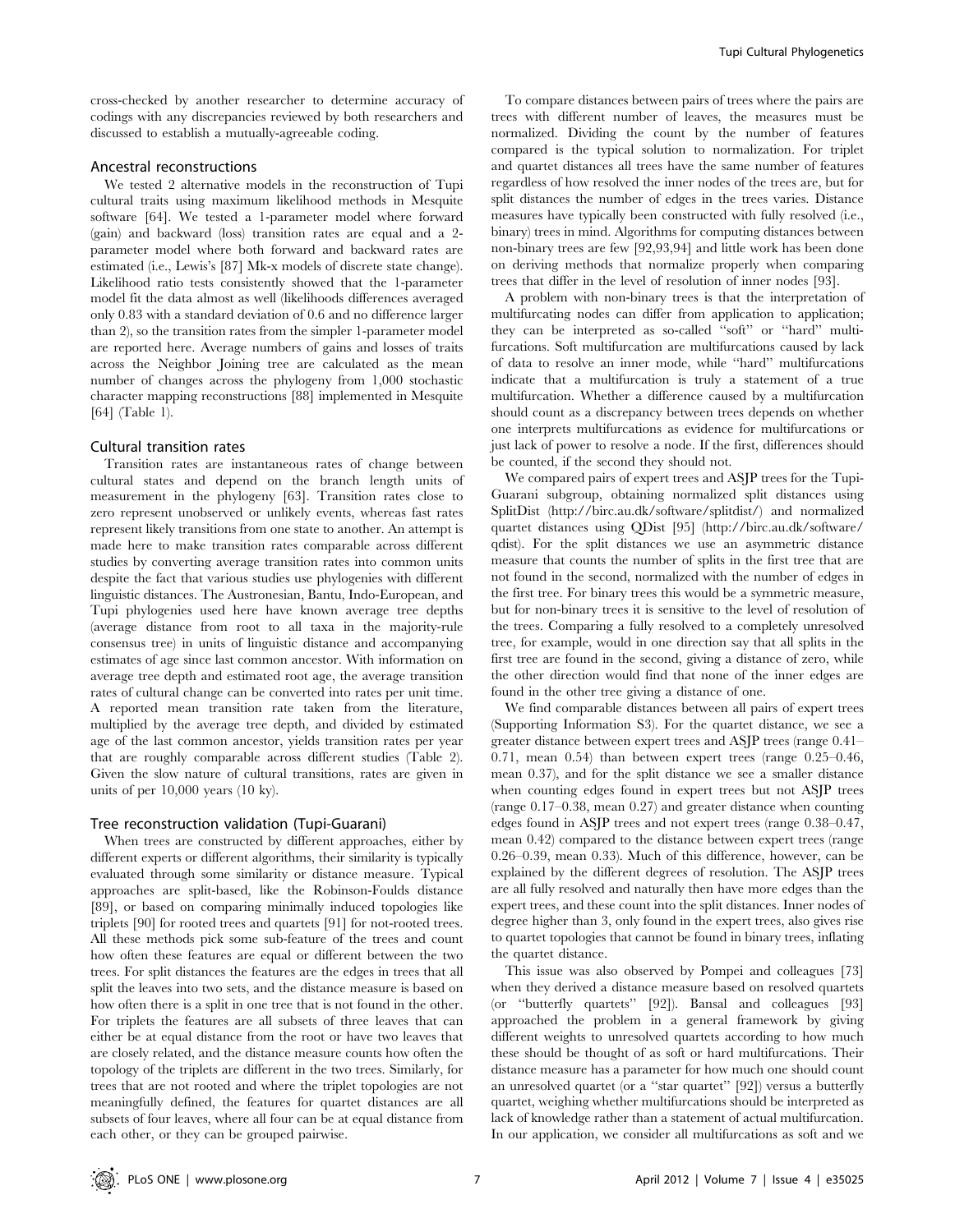cross-checked by another researcher to determine accuracy of codings with any discrepancies reviewed by both researchers and discussed to establish a mutually-agreeable coding.

## Ancestral reconstructions

We tested 2 alternative models in the reconstruction of Tupi cultural traits using maximum likelihood methods in Mesquite software [64]. We tested a 1-parameter model where forward (gain) and backward (loss) transition rates are equal and a 2-parameter model where both forward and backward rates are estimated (i.e., Lewis's [87] Mk-x models of discrete state change). Likelihood ratio tests consistently showed that the 1-parameter model fit the data almost as well (likelihoods differences averaged only 0.83 with a standard deviation of 0.6 and no difference larger than 2), so the transition rates from the simpler 1-parameter model are reported here. Average numbers of gains and losses of traits across the Neighbor Joining tree are calculated as the mean number of changes across the phylogeny from 1,000 stochastic character mapping reconstructions [88] implemented in Mesquite [64] (Table 1).

## Cultural transition rates

Transition rates are instantaneous rates of change between cultural states and depend on the branch length units of measurement in the phylogeny [63]. Transition rates close to zero represent unobserved or unlikely events, whereas fast rates represent likely transitions from one state to another. An attempt is made here to make transition rates comparable across different studies by converting average transition rates into common units despite the fact that various studies use phylogenies with different linguistic distances. The Austronesian, Bantu, Indo-European, and Tupi phylogenies used here have known average tree depths (average distance from root to all taxa in the majority-rule consensus tree) in units of linguistic distance and accompanying estimates of age since last common ancestor. With information on average tree depth and estimated root age, the average transition rates of cultural change can be converted into rates per unit time. A reported mean transition rate taken from the literature, multiplied by the average tree depth, and divided by estimated age of the last common ancestor, yields transition rates per year that are roughly comparable across different studies (Table 2). Given the slow nature of cultural transitions, rates are given in units of per 10,000 years (10 ky).

## Tree reconstruction validation (Tupi-Guarani)

When trees are constructed by different approaches, either by different experts or different algorithms, their similarity is typically evaluated through some similarity or distance measure. Typical approaches are split-based, like the Robinson-Foulds distance [89], or based on comparing minimally induced topologies like triplets [90] for rooted trees and quartets [91] for not-rooted trees. All these methods pick some sub-feature of the trees and count how often these features are equal or different between the two trees. For split distances the features are the edges in trees that all split the leaves into two sets, and the distance measure is based on how often there is a split in one tree that is not found in the other. For triplets the features are all subsets of three leaves that can either be at equal distance from the root or have two leaves that are closely related, and the distance measure counts how often the topology of the triplets are different in the two trees. Similarly, for trees that are not rooted and where the triplet topologies are not meaningfully defined, the features for quartet distances are all subsets of four leaves, where all four can be at equal distance from each other, or they can be grouped pairwise.

To compare distances between pairs of trees where the pairs are trees with different number of leaves, the measures must be normalized. Dividing the count by the number of features compared is the typical solution to normalization. For triplet and quartet distances all trees have the same number of features regardless of how resolved the inner nodes of the trees are, but for split distances the number of edges in the trees varies. Distance measures have typically been constructed with fully resolved (i.e., binary) trees in mind. Algorithms for computing distances between non-binary trees are few [92,93,94] and little work has been done on deriving methods that normalize properly when comparing trees that differ in the level of resolution of inner nodes [93].

A problem with non-binary trees is that the interpretation of multifurcating nodes can differ from application to application; they can be interpreted as so-called "soft" or "hard" multifurcations. Soft multifurcation are multifurcations caused by lack of data to resolve an inner mode, while "hard" multifurcations indicate that a multifurcation is truly a statement of a true multifurcation. Whether a difference caused by a multifurcation should count as a discrepancy between trees depends on whether one interprets multifurcations as evidence for multifurcations or just lack of power to resolve a node. If the first, differences should be counted, if the second they should not.

We compared pairs of expert trees and ASJP trees for the Tupi-Guarani subgroup, obtaining normalized split distances using SplitDist (http://birc.au.dk/software/splitdist/) and normalized quartet distances using QDist [95] (http://birc.au.dk/software/qdist). For the split distances we use an asymmetric distance measure that counts the number of splits in the first tree that are not found in the second, normalized with the number of edges in the first tree. For binary trees this would be a symmetric measure, but for non-binary trees it is sensitive to the level of resolution of the trees. Comparing a fully resolved to a completely unresolved tree, for example, would in one direction say that all splits in the first tree are found in the second, giving a distance of zero, while the other direction would find that none of the inner edges are found in the other tree giving a distance of one.

We find comparable distances between all pairs of expert trees (Supporting Information S3). For the quartet distance, we see a greater distance between expert trees and ASJP trees (range 0.41–0.71, mean 0.54) than between expert trees (range 0.25–0.46, mean 0.37), and for the split distance we see a smaller distance when counting edges found in expert trees but not ASJP trees (range 0.17–0.38, mean 0.27) and greater distance when counting edges found in ASJP trees and not expert trees (range 0.38–0.47, mean 0.42) compared to the distance between expert trees (range 0.26–0.39, mean 0.33). Much of this difference, however, can be explained by the different degrees of resolution. The ASJP trees are all fully resolved and naturally then have more edges than the expert trees, and these count into the split distances. Inner nodes of degree higher than 3, only found in the expert trees, also gives rise to quartet topologies that cannot be found in binary trees, inflating the quartet distance.

This issue was also observed by Pompei and colleagues [73] when they derived a distance measure based on resolved quartets (or "butterfly quartets" [92]). Bansal and colleagues [93] approached the problem in a general framework by giving different weights to unresolved quartets according to how much these should be thought of as soft or hard multifurcations. Their distance measure has a parameter for how much one should count an unresolved quartet (or a "star quartet" [92]) versus a butterfly quartet, weighing whether multifurcations should be interpreted as lack of knowledge rather than a statement of actual multifurcation. In our application, we consider all multifurcations as soft and we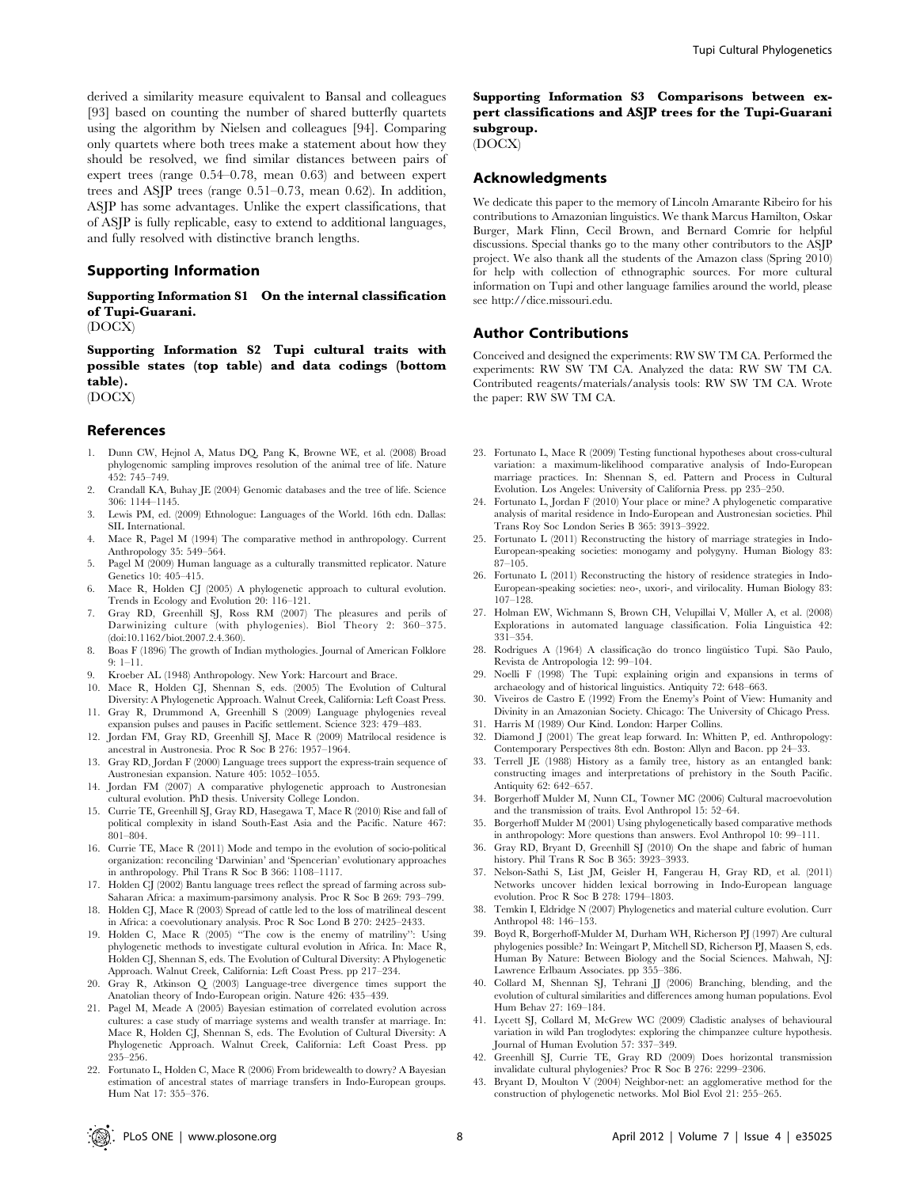derived a similarity measure equivalent to Bansal and colleagues [93] based on counting the number of shared butterfly quartets using the algorithm by Nielsen and colleagues [94]. Comparing only quartets where both trees make a statement about how they should be resolved, we find similar distances between pairs of expert trees (range 0.54–0.78, mean 0.63) and between expert trees and ASJP trees (range 0.51–0.73, mean 0.62). In addition, ASJP has some advantages. Unlike the expert classifications, that of ASJP is fully replicable, easy to extend to additional languages, and fully resolved with distinctive branch lengths.

## Supporting Information

**Supporting Information S1 On the internal classification of Tupi-Guarani.**
(DOCX)

**Supporting Information S2 Tupi cultural traits with possible states (top table) and data codings (bottom table).**
(DOCX)

**Supporting Information S3 Comparisons between expert classifications and ASJP trees for the Tupi-Guarani subgroup.**
(DOCX)

## Acknowledgments

We dedicate this paper to the memory of Lincoln Amarante Ribeiro for his contributions to Amazonian linguistics. We thank Marcus Hamilton, Oskar Burger, Mark Flinn, Cecil Brown, and Bernard Comrie for helpful discussions. Special thanks go to the many other contributors to the ASJP project. We also thank all the students of the Amazon class (Spring 2010) for help with collection of ethnographic sources. For more cultural information on Tupi and other language families around the world, please see http://dice.missouri.edu.

## Author Contributions

Conceived and designed the experiments: RW SW TM CA. Performed the experiments: RW SW TM CA. Analyzed the data: RW SW TM CA. Contributed reagents/materials/analysis tools: RW SW TM CA. Wrote the paper: RW SW TM CA.

## References

1. Dunn CW, Hejnol A, Matus DQ, Pang K, Browne WE, et al. (2008) Broad phylogenomic sampling improves resolution of the animal tree of life. Nature 452: 745–749.
2. Crandall KA, Buhay JE (2004) Genomic databases and the tree of life. Science 306: 1144–1145.
3. Lewis PM, ed. (2009) Ethnologue: Languages of the World. 16th edn. Dallas: SIL International.
4. Mace R, Pagel M (1994) The comparative method in anthropology. Current Anthropology 35: 549–564.
5. Pagel M (2009) Human language as a culturally transmitted replicator. Nature Genetics 10: 405–415.
6. Mace R, Holden CJ (2005) A phylogenetic approach to cultural evolution. Trends in Ecology and Evolution 20: 116–121.
7. Gray RD, Greenhill SJ, Ross RM (2007) The pleasures and perils of Darwinizing culture (with phylogenies). Biol Theory 2: 360–375. (doi:10.1162/biot.2007.2.4.360).
8. Boas F (1896) The growth of Indian mythologies. Journal of American Folklore 9: 1–11.
9. Kroeber AL (1948) Anthropology. New York: Harcourt and Brace.
10. Mace R, Holden CJ, Shennan S, eds. (2005) The Evolution of Cultural Diversity: A Phylogenetic Approach. Walnut Creek, California: Left Coast Press.
11. Gray R, Drummond A, Greenhill S (2009) Language phylogenies reveal expansion pulses and pauses in Pacific settlement. Science 323: 479–483.
12. Jordan FM, Gray RD, Greenhill SJ, Mace R (2009) Matrilocal residence is ancestral in Austronesia. Proc R Soc B 276: 1957–1964.
13. Gray RD, Jordan F (2000) Language trees support the express-train sequence of Austronesian expansion. Nature 405: 1052–1055.
14. Jordan FM (2007) A comparative phylogenetic approach to Austronesian cultural evolution. PhD thesis. University College London.
15. Currie TE, Greenhill SJ, Gray RD, Hasegawa T, Mace R (2010) Rise and fall of political complexity in island South-East Asia and the Pacific. Nature 467: 801–804.
16. Currie TE, Mace R (2011) Mode and tempo in the evolution of socio-political organization: reconciling 'Darwinian' and 'Spencerian' evolutionary approaches in anthropology. Phil Trans R Soc B 366: 1108–1117.
17. Holden CJ (2002) Bantu language trees reflect the spread of farming across sub-Saharan Africa: a maximum-parsimony analysis. Proc R Soc B 269: 793–799.
18. Holden CJ, Mace R (2003) Spread of cattle led to the loss of matrilineal descent in Africa: a coevolutionary analysis. Proc R Soc Lond B 270: 2425–2433.
19. Holden C, Mace R (2005) "The cow is the enemy of matriliny": Using phylogenetic methods to investigate cultural evolution in Africa. In: Mace R, Holden CJ, Shennan S, eds. The Evolution of Cultural Diversity: A Phylogenetic Approach. Walnut Creek, California: Left Coast Press. pp 217–234.
20. Gray R, Atkinson Q (2003) Language-tree divergence times support the Anatolian theory of Indo-European origin. Nature 426: 435–439.
21. Pagel M, Meade A (2005) Bayesian estimation of correlated evolution across cultures: a case study of marriage systems and wealth transfer at marriage. In: Mace R, Holden CJ, Shennan S, eds. The Evolution of Cultural Diversity: A Phylogenetic Approach. Walnut Creek, California: Left Coast Press. pp 235–256.
22. Fortunato L, Holden C, Mace R (2006) From bridewealth to dowry? A Bayesian estimation of ancestral states of marriage transfers in Indo-European groups. Hum Nat 17: 355–376.
23. Fortunato L, Mace R (2009) Testing functional hypotheses about cross-cultural variation: a maximum-likelihood comparative analysis of Indo-European marriage practices. In: Shennan S, ed. Pattern and Process in Cultural Evolution. Los Angeles: University of California Press. pp 235–250.
24. Fortunato L, Jordan F (2010) Your place or mine? A phylogenetic comparative analysis of marital residence in Indo-European and Austronesian societies. Phil Trans Roy Soc London Series B 365: 3913–3922.
25. Fortunato L (2011) Reconstructing the history of marriage strategies in Indo-European-speaking societies: monogamy and polygyny. Human Biology 83: 87–105.
26. Fortunato L (2011) Reconstructing the history of residence strategies in Indo-European-speaking societies: neo-, uxori-, and virilocality. Human Biology 83: 107–128.
27. Holman EW, Wichmann S, Brown CH, Velupillai V, Müller A, et al. (2008) Explorations in automated language classification. Folia Linguistica 42: 331–354.
28. Rodrigues A (1964) A classificação do tronco lingüístico Tupi. São Paulo, Revista de Antropologia 12: 99–104.
29. Noelli F (1998) The Tupi: explaining origin and expansions in terms of archaeology and of historical linguistics. Antiquity 72: 648–663.
30. Viveiros de Castro E (1992) From the Enemy's Point of View: Humanity and Divinity in an Amazonian Society. Chicago: The University of Chicago Press.
31. Harris M (1989) Our Kind. London: Harper Collins.
32. Diamond J (2001) The great leap forward. In: Whitten P, ed. Anthropology: Contemporary Perspectives 8th edn. Boston: Allyn and Bacon. pp 24–33.
33. Terrell JE (1988) History as a family tree, history as an entangled bank: constructing images and interpretations of prehistory in the South Pacific. Antiquity 62: 642–657.
34. Borgerhoff Mulder M, Nunn CL, Towner MC (2006) Cultural macroevolution and the transmission of traits. Evol Anthropol 15: 52–64.
35. Borgerhoff Mulder M (2001) Using phylogenetically based comparative methods in anthropology: More questions than answers. Evol Anthropol 10: 99–111.
36. Gray RD, Bryant D, Greenhill SJ (2010) On the shape and fabric of human history. Phil Trans R Soc B 365: 3923–3933.
37. Nelson-Sathi S, List JM, Geisler H, Fangerau H, Gray RD, et al. (2011) Networks uncover hidden lexical borrowing in Indo-European language evolution. Proc R Soc B 278: 1794–1803.
38. Temkin I, Eldridge N (2007) Phylogenetics and material culture evolution. Curr Anthropol 48: 146–153.
39. Boyd R, Borgerhoff-Mulder M, Durham WH, Richerson PJ (1997) Are cultural phylogenies possible? In: Weingart P, Mitchell SD, Richerson PJ, Maasen S, eds. Human By Nature: Between Biology and the Social Sciences. Mahwah, NJ: Lawrence Erlbaum Associates. pp 355–386.
40. Collard M, Shennan SJ, Tehrani JJ (2006) Branching, blending, and the evolution of cultural similarities and differences among human populations. Evol Hum Behav 27: 169–184.
41. Lycett SJ, Collard M, McGrew WC (2009) Cladistic analyses of behavioural variation in wild Pan troglodytes: exploring the chimpanzee culture hypothesis. Journal of Human Evolution 57: 337–349.
42. Greenhill SJ, Currie TE, Gray RD (2009) Does horizontal transmission invalidate cultural phylogenies? Proc R Soc B 276: 2299–2306.
43. Bryant D, Moulton V (2004) Neighbor-net: an agglomerative method for the construction of phylogenetic networks. Mol Biol Evol 21: 255–265.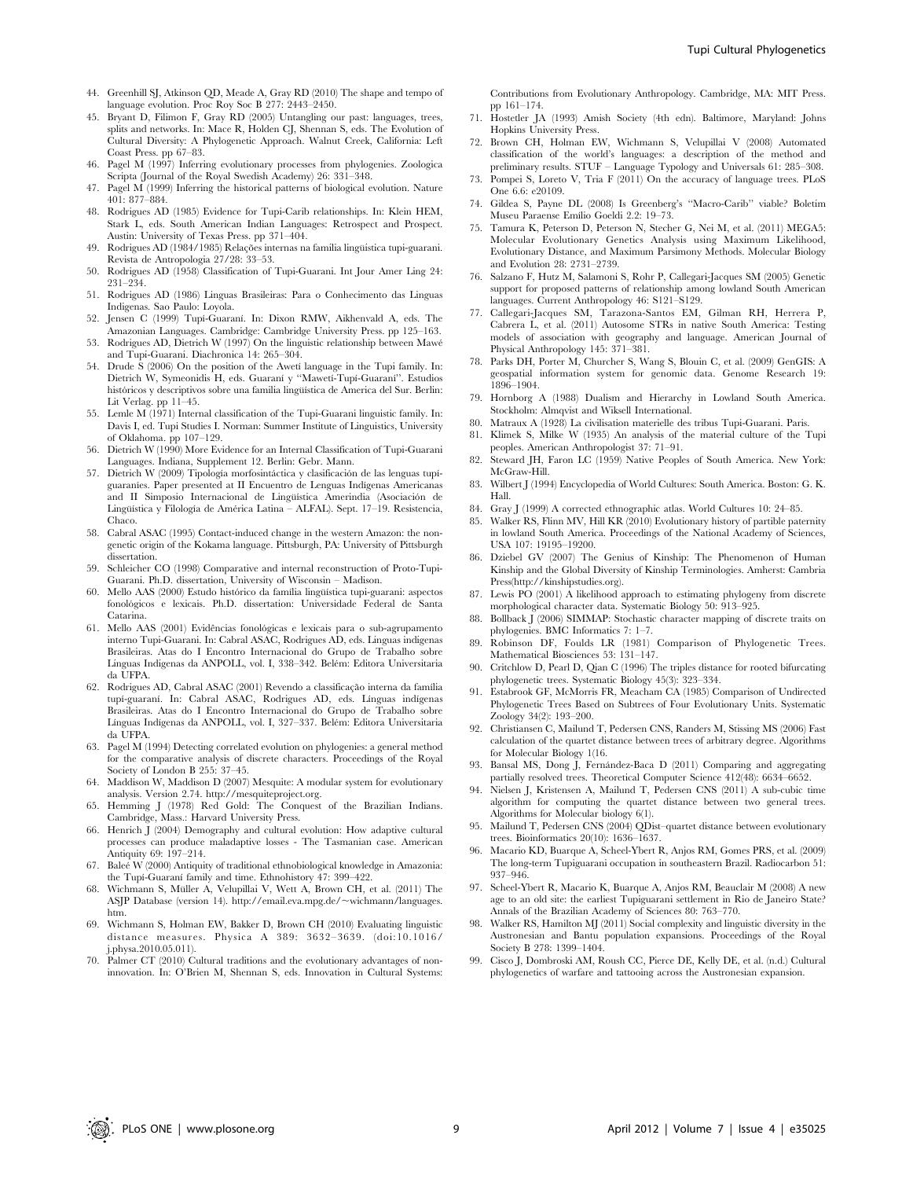44. Greenhill SJ, Atkinson QD, Meade A, Gray RD (2010) The shape and tempo of language evolution. Proc Roy Soc B 277: 2443–2450.
45. Bryant D, Filimon F, Gray RD (2005) Untangling our past: languages, trees, splits and networks. In: Mace R, Holden CJ, Shennan S, eds. The Evolution of Cultural Diversity: A Phylogenetic Approach. Walnut Creek, California: Left Coast Press. pp 67–83.
46. Pagel M (1997) Inferring evolutionary processes from phylogenies. Zoologica Scripta (Journal of the Royal Swedish Academy) 26: 331–348.
47. Pagel M (1999) Inferring the historical patterns of biological evolution. Nature 401: 877–884.
48. Rodrigues AD (1985) Evidence for Tupi-Carib relationships. In: Klein HEM, Stark L, eds. South American Indian Languages: Retrospect and Prospect. Austin: University of Texas Press. pp 371–404.
49. Rodrigues AD (1984/1985) Relações internas na família lingüística tupi-guarani. Revista de Antropologia 27/28: 33–53.
50. Rodrigues AD (1958) Classification of Tupi-Guarani. Int Jour Amer Ling 24: 231–234.
51. Rodrigues AD (1986) Linguas Brasileiras: Para o Conhecimento das Linguas Indigenas. Sao Paulo: Loyola.
52. Jensen C (1999) Tupí-Guaraní. In: Dixon RMW, Aikhenvald A, eds. The Amazonian Languages. Cambridge: Cambridge University Press. pp 125–163.
53. Rodrigues AD, Dietrich W (1997) On the linguistic relationship between Mawé and Tupi-Guarani. Diachronica 14: 265–304.
54. Drude S (2006) On the position of the Aweti language in the Tupi family. In: Dietrich W, Symeonidis H, eds. Guaraní y "Mawetí-Tupí-Guaraní". Estudios históricos y descriptivos sobre una familia lingüística de America del Sur. Berlin: Lit Verlag. pp 11–45.
55. Lemle M (1971) Internal classification of the Tupi-Guarani linguistic family. In: Davis I, ed. Tupi Studies I. Norman: Summer Institute of Linguistics, University of Oklahoma. pp 107–129.
56. Dietrich W (1990) More Evidence for an Internal Classification of Tupi-Guarani Languages. Indiana, Supplement 12. Berlin: Gebr. Mann.
57. Dietrich W (2009) Tipología morfosintáctica y clasificación de las lenguas tupi-guaranies. Paper presented at II Encuentro de Lenguas Indígenas Americanas and II Simposio Internacional de Lingüística Amerindia (Asociación de Lingüística y Filología de América Latina – ALFAL). Sept. 17–19. Resistencia, Chaco.
58. Cabral ASAC (1995) Contact-induced change in the western Amazon: the non-genetic origin of the Kokama language. Pittsburgh, PA: University of Pittsburgh dissertation.
59. Schleicher CO (1998) Comparative and internal reconstruction of Proto-Tupi-Guarani. Ph.D. dissertation, University of Wisconsin – Madison.
60. Mello AAS (2000) Estudo histórico da família lingüística tupi-guarani: aspectos fonológicos e lexicais. Ph.D. dissertation: Universidade Federal de Santa Catarina.
61. Mello AAS (2001) Evidências fonológicas e lexicais para o sub-agrupamento interno Tupi-Guarani. In: Cabral ASAC, Rodrigues AD, eds. Línguas indígenas Brasileiras. Atas do I Encontro Internacional do Grupo de Trabalho sobre Línguas Indígenas da ANPOLL, vol. I, 338–342. Belém: Editora Universitaria da UFPA.
62. Rodrigues AD, Cabral ASAC (2001) Revendo a classificação interna da família tupi-guarani. In: Cabral ASAC, Rodrigues AD, eds. Línguas indígenas Brasileiras. Atas do I Encontro Internacional do Grupo de Trabalho sobre Línguas Indígenas da ANPOLL, vol. I, 327–337. Belém: Editora Universitaria da UFPA.
63. Pagel M (1994) Detecting correlated evolution on phylogenies: a general method for the comparative analysis of discrete characters. Proceedings of the Royal Society of London B 255: 37–45.
64. Maddison W, Maddison D (2007) Mesquite: A modular system for evolutionary analysis. Version 2.74. http://mesquiteproject.org.
65. Hemming J (1978) Red Gold: The Conquest of the Brazilian Indians. Cambridge, Mass.: Harvard University Press.
66. Henrich J (2004) Demography and cultural evolution: How adaptive cultural processes can produce maladaptive losses - The Tasmanian case. American Antiquity 69: 197–214.
67. Baleé W (2000) Antiquity of traditional ethnobiological knowledge in Amazonia: the Tupi-Guaraní family and time. Ethnohistory 47: 399–422.
68. Wichmann S, Müller A, Velupillai V, Wett A, Brown CH, et al. (2011) The ASJP Database (version 14). http://email.eva.mpg.de/~wichmann/languages.htm.
69. Wichmann S, Holman EW, Bakker D, Brown CH (2010) Evaluating linguistic distance measures. Physica A 389: 3632–3639. (doi:10.1016/j.physa.2010.05.011).
70. Palmer CT (2010) Cultural traditions and the evolutionary advantages of non-innovation. In: O'Brien M, Shennan S, eds. Innovation in Cultural Systems: Contributions from Evolutionary Anthropology. Cambridge, MA: MIT Press. pp 161–174.
71. Hostetler JA (1993) Amish Society (4th edn). Baltimore, Maryland: Johns Hopkins University Press.
72. Brown CH, Holman EW, Wichmann S, Velupillai V (2008) Automated classification of the world's languages: a description of the method and preliminary results. STUF – Language Typology and Universals 61: 285–308.
73. Pompei S, Loreto V, Tria F (2011) On the accuracy of language trees. PLoS One 6.6: e20109.
74. Gildea S, Payne DL (2008) Is Greenberg's "Macro-Carib" viable? Boletim Museu Paraense Emilio Goeldi 2.2: 19–73.
75. Tamura K, Peterson D, Peterson N, Stecher G, Nei M, et al. (2011) MEGA5: Molecular Evolutionary Genetics Analysis using Maximum Likelihood, Evolutionary Distance, and Maximum Parsimony Methods. Molecular Biology and Evolution 28: 2731–2739.
76. Salzano F, Hutz M, Salamoni S, Rohr P, Callegari-Jacques SM (2005) Genetic support for proposed patterns of relationship among lowland South American languages. Current Anthropology 46: S121–S129.
77. Callegari-Jacques SM, Tarazona-Santos EM, Gilman RH, Herrera P, Cabrera L, et al. (2011) Autosome STRs in native South America: Testing models of association with geography and language. American Journal of Physical Anthropology 145: 371–381.
78. Parks DH, Porter M, Churcher S, Wang S, Blouin C, et al. (2009) GenGIS: A geospatial information system for genomic data. Genome Research 19: 1896–1904.
79. Hornborg A (1988) Dualism and Hierarchy in Lowland South America. Stockholm: Almqvist and Wiksell International.
80. Matraux A (1928) La civilisation materielle des tribus Tupi-Guarani. Paris.
81. Klimek S, Milke W (1935) An analysis of the material culture of the Tupi peoples. American Anthropologist 37: 71–91.
82. Steward JH, Faron LC (1959) Native Peoples of South America. New York: McGraw-Hill.
83. Wilbert J (1994) Encyclopedia of World Cultures: South America. Boston: G. K. Hall.
84. Gray J (1999) A corrected ethnographic atlas. World Cultures 10: 24–85.
85. Walker RS, Flinn MV, Hill KR (2010) Evolutionary history of partible paternity in lowland South America. Proceedings of the National Academy of Sciences, USA 107: 19195–19200.
86. Dziebel GV (2007) The Genius of Kinship: The Phenomenon of Human Kinship and the Global Diversity of Kinship Terminologies. Amherst: Cambria Press(http://kinshipstudies.org).
87. Lewis PO (2001) A likelihood approach to estimating phylogeny from discrete morphological character data. Systematic Biology 50: 913–925.
88. Bollback J (2006) SIMMAP: Stochastic character mapping of discrete traits on phylogenies. BMC Informatics 7: 1–7.
89. Robinson DF, Foulds LR (1981) Comparison of Phylogenetic Trees. Mathematical Biosciences 53: 131–147.
90. Critchlow D, Pearl D, Qian C (1996) The triples distance for rooted bifurcating phylogenetic trees. Systematic Biology 45(3): 323–334.
91. Estabrook GF, McMorris FR, Meacham CA (1985) Comparison of Undirected Phylogenetic Trees Based on Subtrees of Four Evolutionary Units. Systematic Zoology 34(2): 193–200.
92. Christiansen C, Mailund T, Pedersen CNS, Randers M, Stissing MS (2006) Fast calculation of the quartet distance between trees of arbitrary degree. Algorithms for Molecular Biology 1(16.
93. Bansal MS, Dong J, Fernández-Baca D (2011) Comparing and aggregating partially resolved trees. Theoretical Computer Science 412(48): 6634–6652.
94. Nielsen J, Kristensen A, Mailund T, Pedersen CNS (2011) A sub-cubic time algorithm for computing the quartet distance between two general trees. Algorithms for Molecular biology 6(1).
95. Mailund T, Pedersen CNS (2004) QDist–quartet distance between evolutionary trees. Bioinformatics 20(10): 1636–1637.
96. Macario KD, Buarque A, Scheel-Ybert R, Anjos RM, Gomes PRS, et al. (2009) The long-term Tupiguarani occupation in southeastern Brazil. Radiocarbon 51: 937–946.
97. Scheel-Ybert R, Macario K, Buarque A, Anjos RM, Beauclair M (2008) A new age to an old site: the earliest Tupiguarani settlement in Rio de Janeiro State? Annals of the Brazilian Academy of Sciences 80: 763–770.
98. Walker RS, Hamilton MJ (2011) Social complexity and linguistic diversity in the Austronesian and Bantu population expansions. Proceedings of the Royal Society B 278: 1399–1404.
99. Cisco J, Dombroski AM, Roush CC, Pierce DE, Kelly DE, et al. (n.d.) Cultural phylogenetics of warfare and tattooing across the Austronesian expansion.